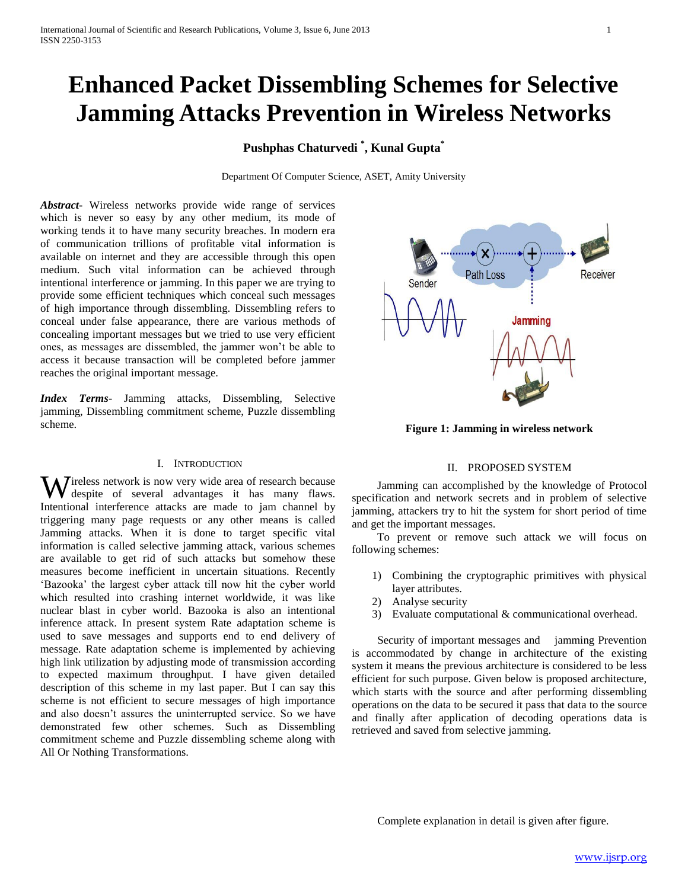# Enhanced Packet Dissembling Schemes for Selective Jamming Attacks Prevention in Wireless Networks

**Pushphas Chaturvedi [*], Kunal Gupta [*]**

Department Of Computer Science, ASET, Amity University

***Abstract***- Wireless networks provide wide range of services which is never so easy by any other medium, its mode of working tends it to have many security breaches. In modern era of communication trillions of profitable vital information is available on internet and they are accessible through this open medium. Such vital information can be achieved through intentional interference or jamming. In this paper we are trying to provide some efficient techniques which conceal such messages of high importance through dissembling. Dissembling refers to conceal under false appearance, there are various methods of concealing important messages but we tried to use very efficient ones, as messages are dissembled, the jammer won't be able to access it because transaction will be completed before jammer reaches the original important message.

***Index Terms***- Jamming attacks, Dissembling, Selective jamming, Dissembling commitment scheme, Puzzle dissembling scheme.

## I. Introduction

Wireless network is now very wide area of research because despite of several advantages it has many flaws. Intentional interference attacks are made to jam channel by triggering many page requests or any other means is called Jamming attacks. When it is done to target specific vital information is called selective jamming attack, various schemes are available to get rid of such attacks but somehow these measures become inefficient in uncertain situations. Recently 'Bazooka' the largest cyber attack till now hit the cyber world which resulted into crashing internet worldwide, it was like nuclear blast in cyber world. Bazooka is also an intentional inference attack. In present system Rate adaptation scheme is used to save messages and supports end to end delivery of message. Rate adaptation scheme is implemented by achieving high link utilization by adjusting mode of transmission according to expected maximum throughput. I have given detailed description of this scheme in my last paper. But I can say this scheme is not efficient to secure messages of high importance and also doesn't assures the uninterrupted service. So we have demonstrated few other schemes. Such as Dissembling commitment scheme and Puzzle dissembling scheme along with All Or Nothing Transformations.

**Figure 1: Jamming in wireless network**

## II. Proposed System

Jamming can accomplished by the knowledge of Protocol specification and network secrets and in problem of selective jamming, attackers try to hit the system for short period of time and get the important messages.

To prevent or remove such attack we will focus on following schemes:

1) Combining the cryptographic primitives with physical layer attributes.
2) Analyse security
3) Evaluate computational & communicational overhead.

Security of important messages and jamming Prevention is accommodated by change in architecture of the existing system it means the previous architecture is considered to be less efficient for such purpose. Given below is proposed architecture, which starts with the source and after performing dissembling operations on the data to be secured it pass that data to the source and finally after application of decoding operations data is retrieved and saved from selective jamming.

Complete explanation in detail is given after figure.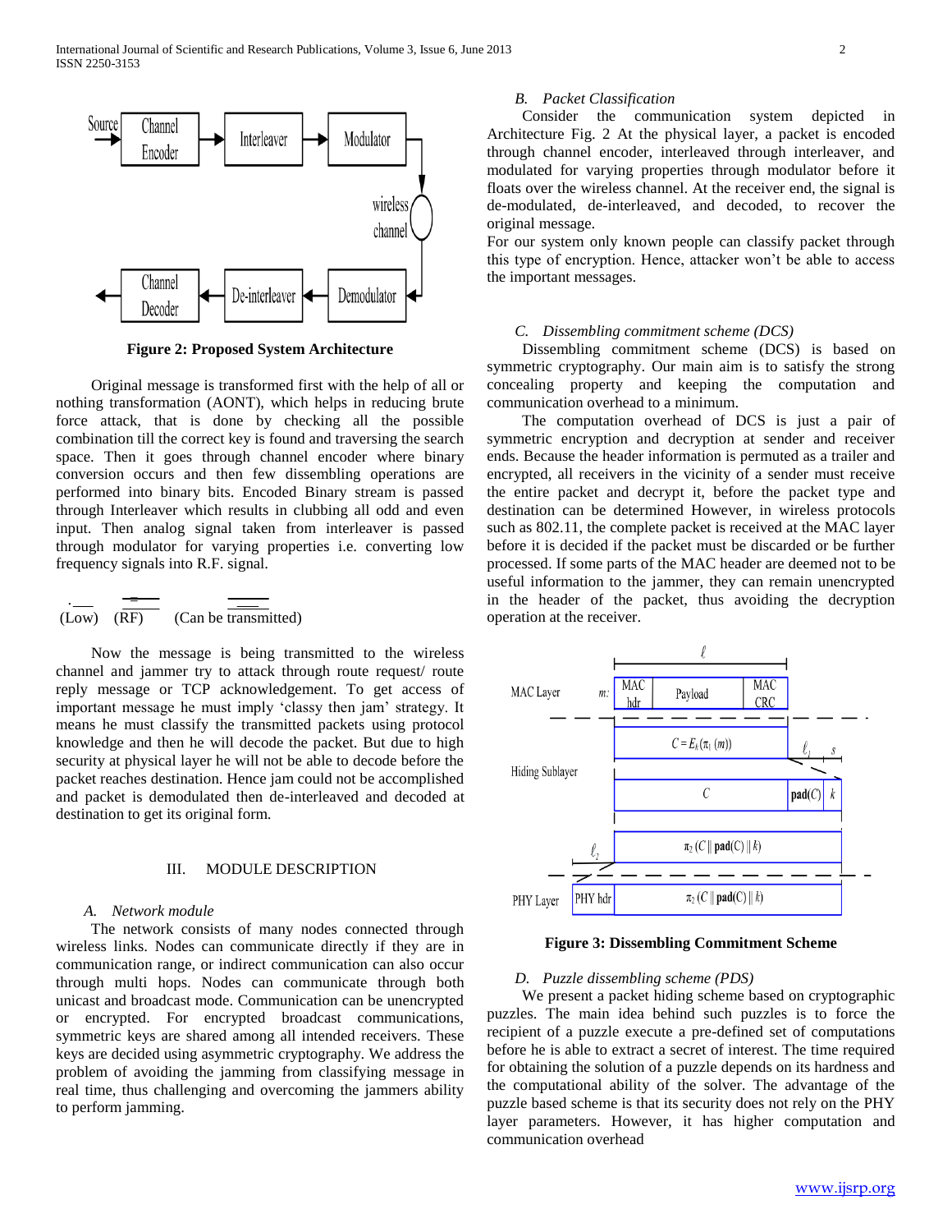**Figure 2: Proposed System Architecture**

Original message is transformed first with the help of all or nothing transformation (AONT), which helps in reducing brute force attack, that is done by checking all the possible combination till the correct key is found and traversing the search space. Then it goes through channel encoder where binary conversion occurs and then few dissembling operations are performed into binary bits. Encoded Binary stream is passed through Interleaver which results in clubbing all odd and even input. Then analog signal taken from interleaver is passed through modulator for varying properties i.e. converting low frequency signals into R.F. signal.

(Low) (RF) (Can be transmitted)

Now the message is being transmitted to the wireless channel and jammer try to attack through route request/ route reply message or TCP acknowledgement. To get access of important message he must imply 'classy then jam' strategy. It means he must classify the transmitted packets using protocol knowledge and then he will decode the packet. But due to high security at physical layer he will not be able to decode before the packet reaches destination. Hence jam could not be accomplished and packet is demodulated then de-interleaved and decoded at destination to get its original form.

## III. MODULE DESCRIPTION

### *A. Network module*

The network consists of many nodes connected through wireless links. Nodes can communicate directly if they are in communication range, or indirect communication can also occur through multi hops. Nodes can communicate through both unicast and broadcast mode. Communication can be unencrypted or encrypted. For encrypted broadcast communications, symmetric keys are shared among all intended receivers. These keys are decided using asymmetric cryptography. We address the problem of avoiding the jamming from classifying message in real time, thus challenging and overcoming the jammers ability to perform jamming.

### *B. Packet Classification*

Consider the communication system depicted in Architecture Fig. 2 At the physical layer, a packet is encoded through channel encoder, interleaved through interleaver, and modulated for varying properties through modulator before it floats over the wireless channel. At the receiver end, the signal is de-modulated, de-interleaved, and decoded, to recover the original message.

For our system only known people can classify packet through this type of encryption. Hence, attacker won't be able to access the important messages.

### *C. Dissembling commitment scheme (DCS)*

Dissembling commitment scheme (DCS) is based on symmetric cryptography. Our main aim is to satisfy the strong concealing property and keeping the computation and communication overhead to a minimum.

The computation overhead of DCS is just a pair of symmetric encryption and decryption at sender and receiver ends. Because the header information is permuted as a trailer and encrypted, all receivers in the vicinity of a sender must receive the entire packet and decrypt it, before the packet type and destination can be determined However, in wireless protocols such as 802.11, the complete packet is received at the MAC layer before it is decided if the packet must be discarded or be further processed. If some parts of the MAC header are deemed not to be useful information to the jammer, they can remain unencrypted in the header of the packet, thus avoiding the decryption operation at the receiver.

**Figure 3: Dissembling Commitment Scheme**

### *D. Puzzle dissembling scheme (PDS)*

We present a packet hiding scheme based on cryptographic puzzles. The main idea behind such puzzles is to force the recipient of a puzzle execute a pre-defined set of computations before he is able to extract a secret of interest. The time required for obtaining the solution of a puzzle depends on its hardness and the computational ability of the solver. The advantage of the puzzle based scheme is that its security does not rely on the PHY layer parameters. However, it has higher computation and communication overhead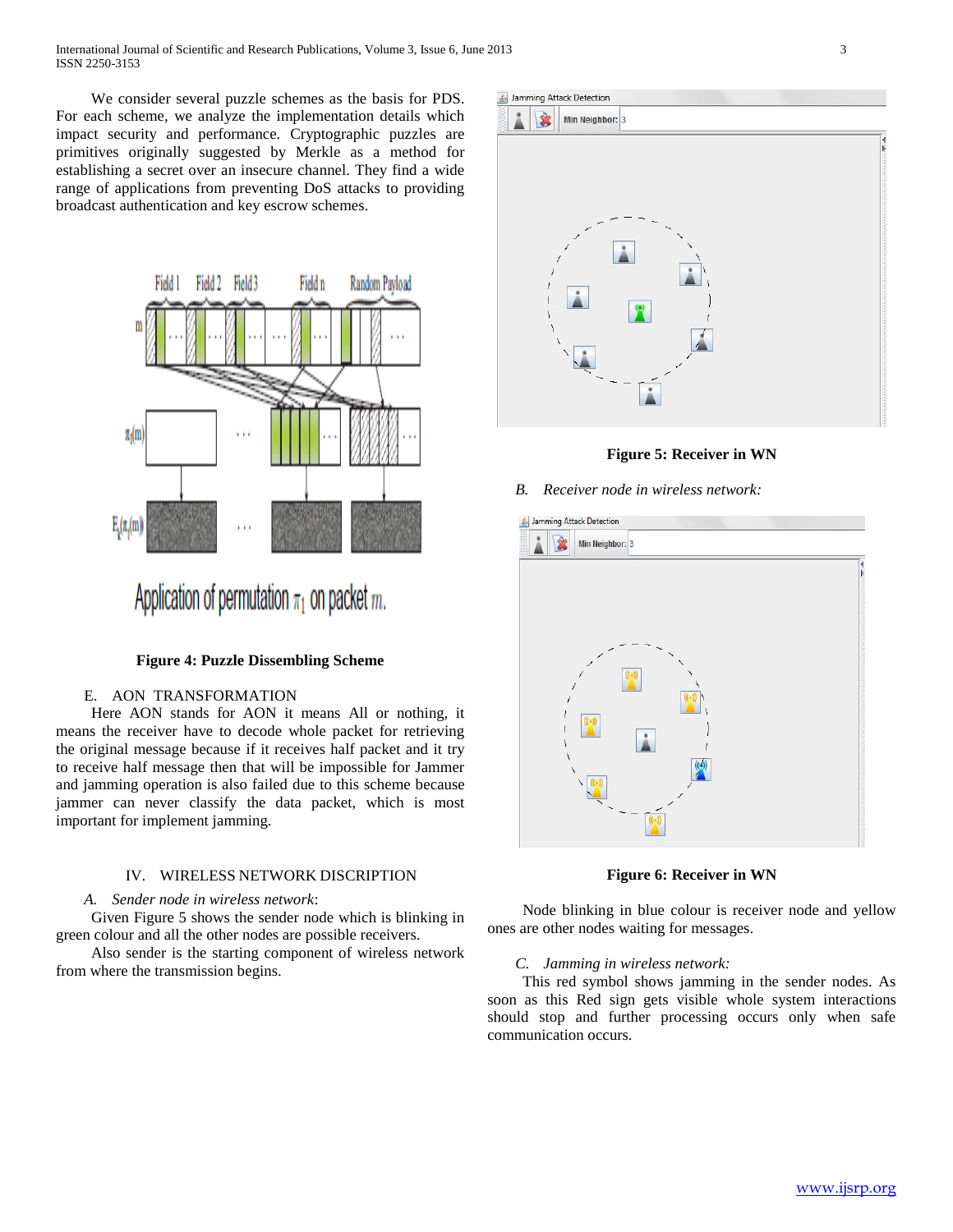We consider several puzzle schemes as the basis for PDS. For each scheme, we analyze the implementation details which impact security and performance. Cryptographic puzzles are primitives originally suggested by Merkle as a method for establishing a secret over an insecure channel. They find a wide range of applications from preventing DoS attacks to providing broadcast authentication and key escrow schemes.

**Figure 4: Puzzle Dissembling Scheme**

E. AON TRANSFORMATION

Here AON stands for AON it means All or nothing, it means the receiver have to decode whole packet for retrieving the original message because if it receives half packet and it try to receive half message then that will be impossible for Jammer and jamming operation is also failed due to this scheme because jammer can never classify the data packet, which is most important for implement jamming.

## IV. WIRELESS NETWORK DISCRIPTION

*A. Sender node in wireless network*:

Given Figure 5 shows the sender node which is blinking in green colour and all the other nodes are possible receivers.

Also sender is the starting component of wireless network from where the transmission begins.

**Figure 5: Receiver in WN**

*B. Receiver node in wireless network:*

**Figure 6: Receiver in WN**

Node blinking in blue colour is receiver node and yellow ones are other nodes waiting for messages.

*C. Jamming in wireless network:*

This red symbol shows jamming in the sender nodes. As soon as this Red sign gets visible whole system interactions should stop and further processing occurs only when safe communication occurs.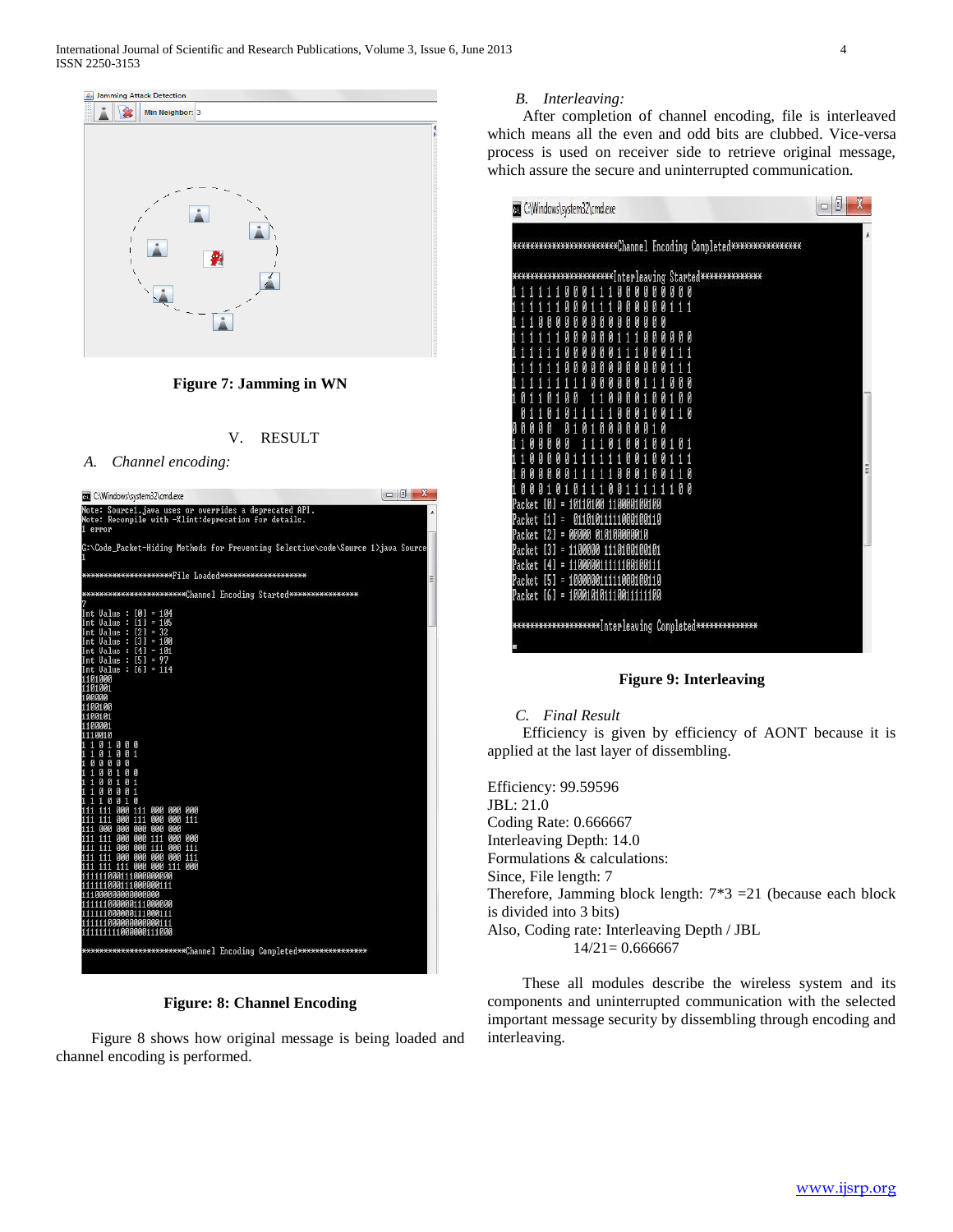Figure 7: Jamming in WN

## V. RESULT

### A. Channel encoding:

Figure: 8: Channel Encoding

Figure 8 shows how original message is being loaded and channel encoding is performed.

### B. Interleaving:

After completion of channel encoding, file is interleaved which means all the even and odd bits are clubbed. Vice-versa process is used on receiver side to retrieve original message, which assure the secure and uninterrupted communication.

Figure 9: Interleaving

### C. Final Result

Efficiency is given by efficiency of AONT because it is applied at the last layer of dissembling.

Efficiency: 99.59596
JBL: 21.0
Coding Rate: 0.666667
Interleaving Depth: 14.0
Formulations & calculations:
Since, File length: 7
Therefore, Jamming block length: 7*3 =21 (because each block is divided into 3 bits)
Also, Coding rate: Interleaving Depth / JBL
14/21= 0.666667

These all modules describe the wireless system and its components and uninterrupted communication with the selected important message security by dissembling through encoding and interleaving.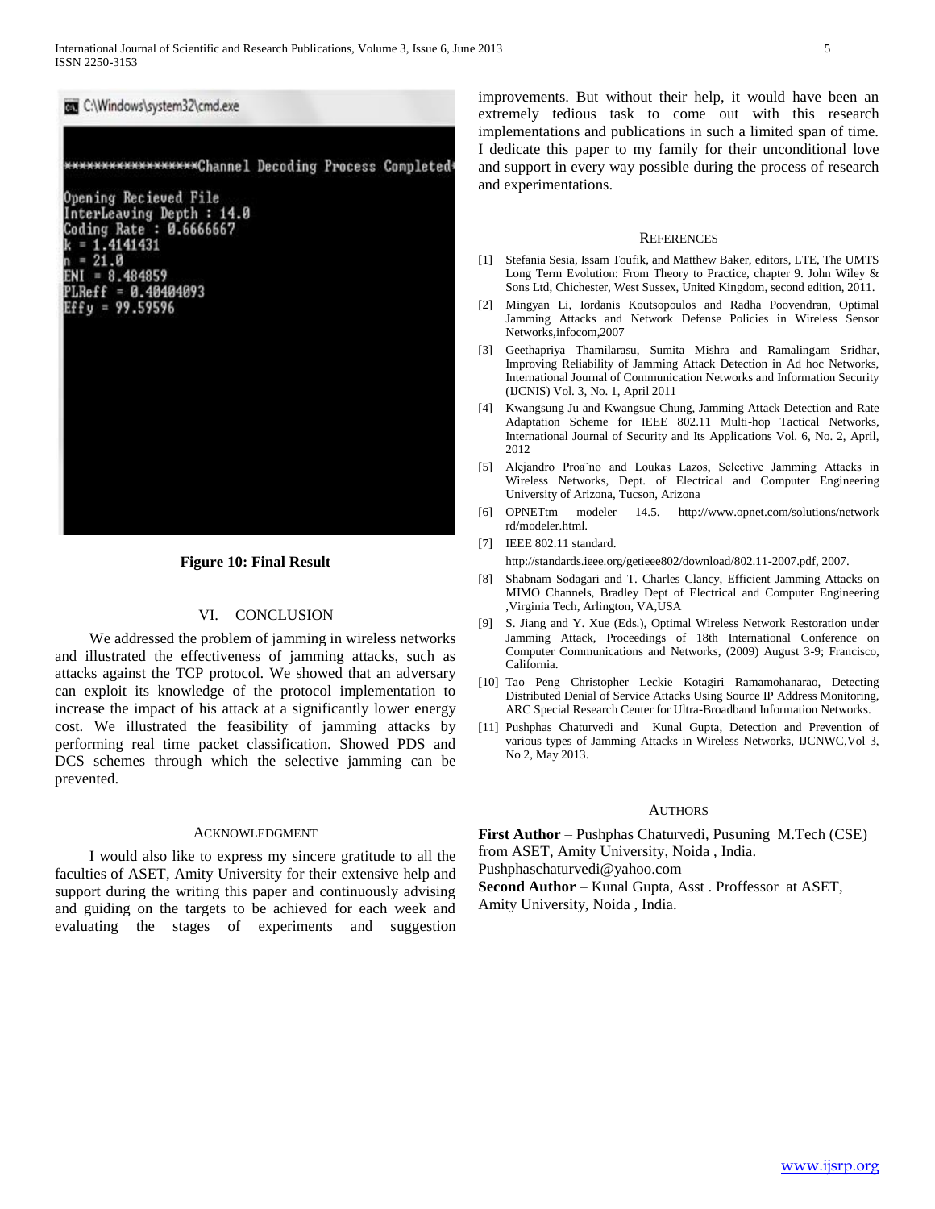C:\Windows\system32\cmd.exe

```
******************Channel Decoding Process Completed

Opening Recieved File
InterLeaving Depth : 14.0
Coding Rate : 0.6666667
k = 1.4141431
n = 21.0
ENI = 8.484859
PLReff = 0.40404093
Effy = 99.59596
```

**Figure 10: Final Result**

## VI. CONCLUSION

We addressed the problem of jamming in wireless networks and illustrated the effectiveness of jamming attacks, such as attacks against the TCP protocol. We showed that an adversary can exploit its knowledge of the protocol implementation to increase the impact of his attack at a significantly lower energy cost. We illustrated the feasibility of jamming attacks by performing real time packet classification. Showed PDS and DCS schemes through which the selective jamming can be prevented.

## ACKNOWLEDGMENT

I would also like to express my sincere gratitude to all the faculties of ASET, Amity University for their extensive help and support during the writing this paper and continuously advising and guiding on the targets to be achieved for each week and evaluating the stages of experiments and suggestion improvements. But without their help, it would have been an extremely tedious task to come out with this research implementations and publications in such a limited span of time. I dedicate this paper to my family for their unconditional love and support in every way possible during the process of research and experimentations.

## REFERENCES

[1] Stefania Sesia, Issam Toufik, and Matthew Baker, editors, LTE, The UMTS Long Term Evolution: From Theory to Practice, chapter 9. John Wiley & Sons Ltd, Chichester, West Sussex, United Kingdom, second edition, 2011.

[2] Mingyan Li, Iordanis Koutsopoulos and Radha Poovendran, Optimal Jamming Attacks and Network Defense Policies in Wireless Sensor Networks,infocom,2007

[3] Geethapriya Thamilarasu, Sumita Mishra and Ramalingam Sridhar, Improving Reliability of Jamming Attack Detection in Ad hoc Networks, International Journal of Communication Networks and Information Security (IJCNIS) Vol. 3, No. 1, April 2011

[4] Kwangsung Ju and Kwangsue Chung, Jamming Attack Detection and Rate Adaptation Scheme for IEEE 802.11 Multi-hop Tactical Networks, International Journal of Security and Its Applications Vol. 6, No. 2, April, 2012

[5] Alejandro Proa˜no and Loukas Lazos, Selective Jamming Attacks in Wireless Networks, Dept. of Electrical and Computer Engineering University of Arizona, Tucson, Arizona

[6] OPNETtm modeler 14.5. http://www.opnet.com/solutions/network rd/modeler.html.

[7] IEEE 802.11 standard. http://standards.ieee.org/getieee802/download/802.11-2007.pdf, 2007.

[8] Shabnam Sodagari and T. Charles Clancy, Efficient Jamming Attacks on MIMO Channels, Bradley Dept of Electrical and Computer Engineering ,Virginia Tech, Arlington, VA,USA

[9] S. Jiang and Y. Xue (Eds.), Optimal Wireless Network Restoration under Jamming Attack, Proceedings of 18th International Conference on Computer Communications and Networks, (2009) August 3-9; Francisco, California.

[10] Tao Peng Christopher Leckie Kotagiri Ramamohanarao, Detecting Distributed Denial of Service Attacks Using Source IP Address Monitoring, ARC Special Research Center for Ultra-Broadband Information Networks.

[11] Pushphas Chaturvedi and Kunal Gupta, Detection and Prevention of various types of Jamming Attacks in Wireless Networks, IJCNWC,Vol 3, No 2, May 2013.

## AUTHORS

**First Author** – Pushphas Chaturvedi, Pusuning M.Tech (CSE) from ASET, Amity University, Noida , India. Pushphaschaturvedi@yahoo.com

**Second Author** – Kunal Gupta, Asst . Proffessor at ASET, Amity University, Noida , India.